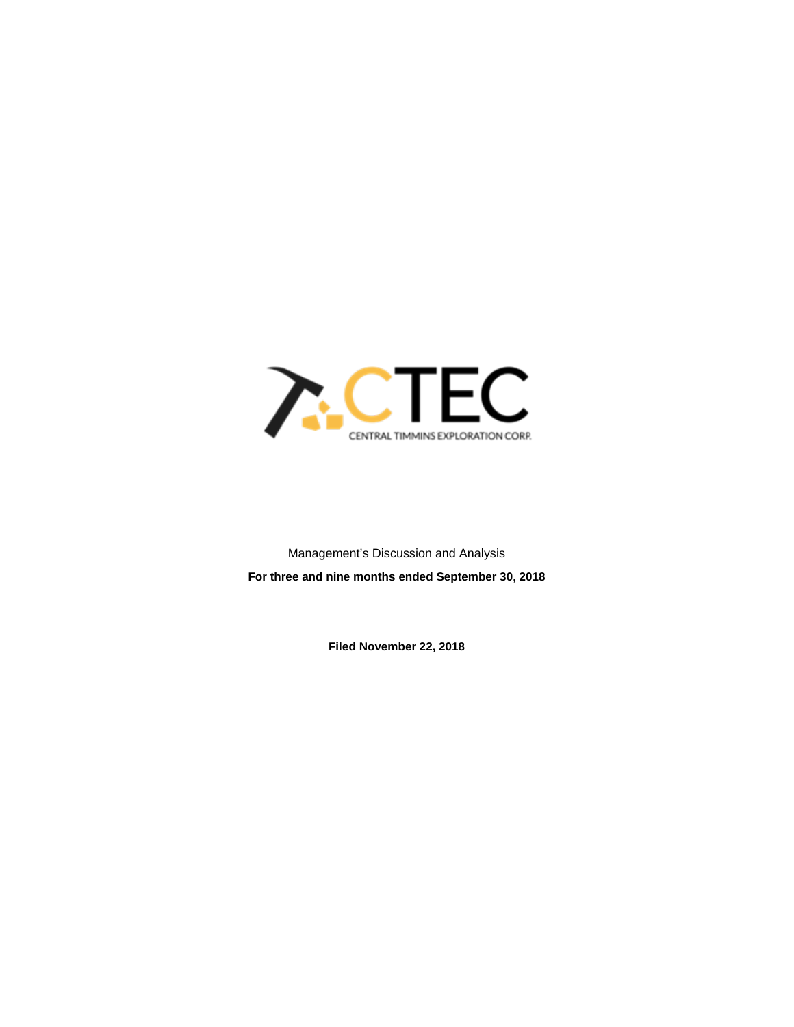CTEC

CENTRAL TIMMINS EXPLORATION CORP.

Management's Discussion and Analysis

**For three and nine months ended September 30, 2018**

**Filed November 22, 2018**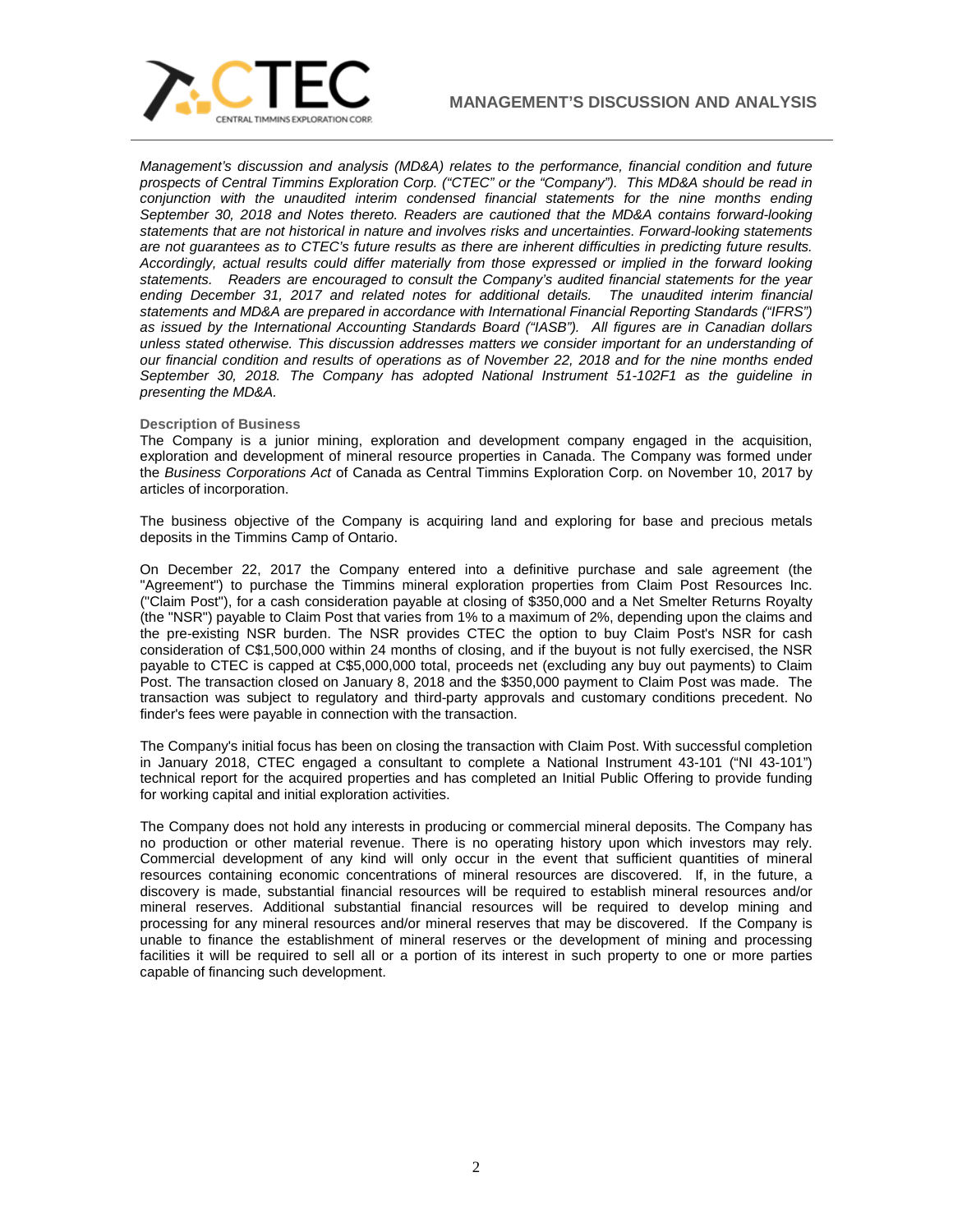# MANAGEMENT'S DISCUSSION AND ANALYSIS

*Management's discussion and analysis (MD&A) relates to the performance, financial condition and future prospects of Central Timmins Exploration Corp. ("CTEC" or the "Company"). This MD&A should be read in conjunction with the unaudited interim condensed financial statements for the nine months ending September 30, 2018 and Notes thereto. Readers are cautioned that the MD&A contains forward-looking statements that are not historical in nature and involves risks and uncertainties. Forward-looking statements are not guarantees as to CTEC's future results as there are inherent difficulties in predicting future results. Accordingly, actual results could differ materially from those expressed or implied in the forward looking statements. Readers are encouraged to consult the Company's audited financial statements for the year ending December 31, 2017 and related notes for additional details. The unaudited interim financial statements and MD&A are prepared in accordance with International Financial Reporting Standards ("IFRS") as issued by the International Accounting Standards Board ("IASB"). All figures are in Canadian dollars unless stated otherwise. This discussion addresses matters we consider important for an understanding of our financial condition and results of operations as of November 22, 2018 and for the nine months ended September 30, 2018. The Company has adopted National Instrument 51-102F1 as the guideline in presenting the MD&A.*

**Description of Business**

The Company is a junior mining, exploration and development company engaged in the acquisition, exploration and development of mineral resource properties in Canada. The Company was formed under the *Business Corporations Act* of Canada as Central Timmins Exploration Corp. on November 10, 2017 by articles of incorporation.

The business objective of the Company is acquiring land and exploring for base and precious metals deposits in the Timmins Camp of Ontario.

On December 22, 2017 the Company entered into a definitive purchase and sale agreement (the "Agreement") to purchase the Timmins mineral exploration properties from Claim Post Resources Inc. ("Claim Post"), for a cash consideration payable at closing of $350,000 and a Net Smelter Returns Royalty (the "NSR") payable to Claim Post that varies from 1% to a maximum of 2%, depending upon the claims and the pre-existing NSR burden. The NSR provides CTEC the option to buy Claim Post's NSR for cash consideration of C$1,500,000 within 24 months of closing, and if the buyout is not fully exercised, the NSR payable to CTEC is capped at C$5,000,000 total, proceeds net (excluding any buy out payments) to Claim Post. The transaction closed on January 8, 2018 and the $350,000 payment to Claim Post was made. The transaction was subject to regulatory and third-party approvals and customary conditions precedent. No finder's fees were payable in connection with the transaction.

The Company's initial focus has been on closing the transaction with Claim Post. With successful completion in January 2018, CTEC engaged a consultant to complete a National Instrument 43-101 ("NI 43-101") technical report for the acquired properties and has completed an Initial Public Offering to provide funding for working capital and initial exploration activities.

The Company does not hold any interests in producing or commercial mineral deposits. The Company has no production or other material revenue. There is no operating history upon which investors may rely. Commercial development of any kind will only occur in the event that sufficient quantities of mineral resources containing economic concentrations of mineral resources are discovered. If, in the future, a discovery is made, substantial financial resources will be required to establish mineral resources and/or mineral reserves. Additional substantial financial resources will be required to develop mining and processing for any mineral resources and/or mineral reserves that may be discovered. If the Company is unable to finance the establishment of mineral reserves or the development of mining and processing facilities it will be required to sell all or a portion of its interest in such property to one or more parties capable of financing such development.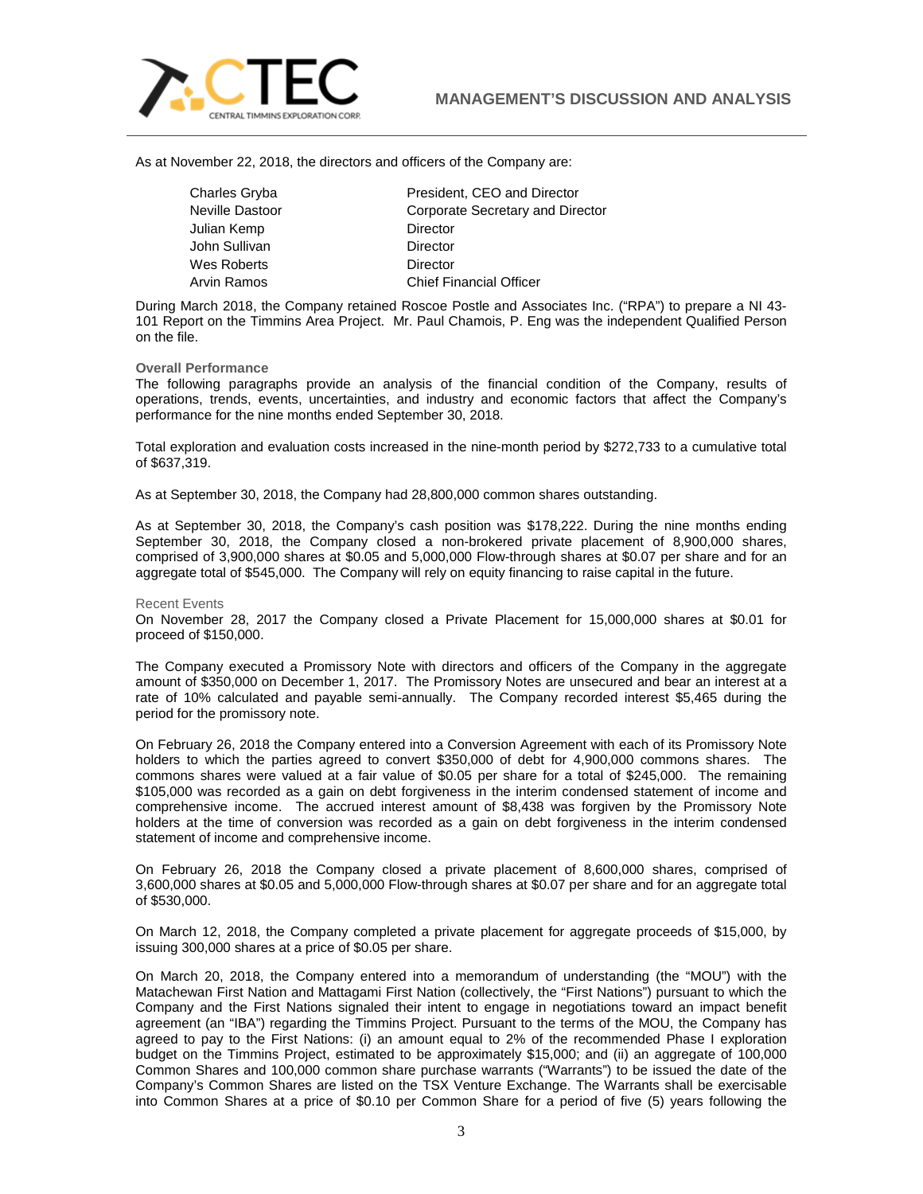As at November 22, 2018, the directors and officers of the Company are:

| | |
|---|---|
| Charles Gryba | President, CEO and Director |
| Neville Dastoor | Corporate Secretary and Director |
| Julian Kemp | Director |
| John Sullivan | Director |
| Wes Roberts | Director |
| Arvin Ramos | Chief Financial Officer |

During March 2018, the Company retained Roscoe Postle and Associates Inc. ("RPA") to prepare a NI 43-101 Report on the Timmins Area Project. Mr. Paul Chamois, P. Eng was the independent Qualified Person on the file.

### Overall Performance

The following paragraphs provide an analysis of the financial condition of the Company, results of operations, trends, events, uncertainties, and industry and economic factors that affect the Company's performance for the nine months ended September 30, 2018.

Total exploration and evaluation costs increased in the nine-month period by $272,733 to a cumulative total of $637,319.

As at September 30, 2018, the Company had 28,800,000 common shares outstanding.

As at September 30, 2018, the Company's cash position was $178,222. During the nine months ending September 30, 2018, the Company closed a non-brokered private placement of 8,900,000 shares, comprised of 3,900,000 shares at $0.05 and 5,000,000 Flow-through shares at $0.07 per share and for an aggregate total of $545,000. The Company will rely on equity financing to raise capital in the future.

### Recent Events

On November 28, 2017 the Company closed a Private Placement for 15,000,000 shares at $0.01 for proceed of $150,000.

The Company executed a Promissory Note with directors and officers of the Company in the aggregate amount of $350,000 on December 1, 2017. The Promissory Notes are unsecured and bear an interest at a rate of 10% calculated and payable semi-annually. The Company recorded interest $5,465 during the period for the promissory note.

On February 26, 2018 the Company entered into a Conversion Agreement with each of its Promissory Note holders to which the parties agreed to convert $350,000 of debt for 4,900,000 commons shares. The commons shares were valued at a fair value of $0.05 per share for a total of $245,000. The remaining $105,000 was recorded as a gain on debt forgiveness in the interim condensed statement of income and comprehensive income. The accrued interest amount of $8,438 was forgiven by the Promissory Note holders at the time of conversion was recorded as a gain on debt forgiveness in the interim condensed statement of income and comprehensive income.

On February 26, 2018 the Company closed a private placement of 8,600,000 shares, comprised of 3,600,000 shares at $0.05 and 5,000,000 Flow-through shares at $0.07 per share and for an aggregate total of $530,000.

On March 12, 2018, the Company completed a private placement for aggregate proceeds of $15,000, by issuing 300,000 shares at a price of $0.05 per share.

On March 20, 2018, the Company entered into a memorandum of understanding (the "MOU") with the Matachewan First Nation and Mattagami First Nation (collectively, the "First Nations") pursuant to which the Company and the First Nations signaled their intent to engage in negotiations toward an impact benefit agreement (an "IBA") regarding the Timmins Project. Pursuant to the terms of the MOU, the Company has agreed to pay to the First Nations: (i) an amount equal to 2% of the recommended Phase I exploration budget on the Timmins Project, estimated to be approximately $15,000; and (ii) an aggregate of 100,000 Common Shares and 100,000 common share purchase warrants ("Warrants") to be issued the date of the Company's Common Shares are listed on the TSX Venture Exchange. The Warrants shall be exercisable into Common Shares at a price of $0.10 per Common Share for a period of five (5) years following the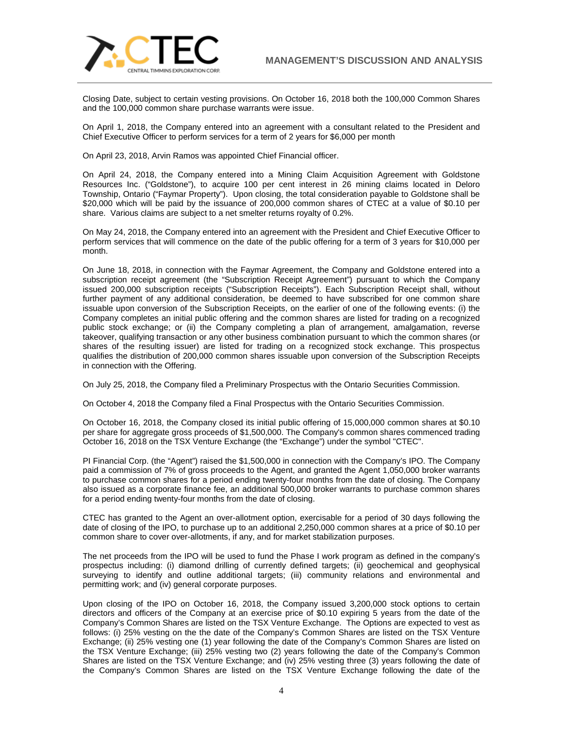Closing Date, subject to certain vesting provisions. On October 16, 2018 both the 100,000 Common Shares and the 100,000 common share purchase warrants were issue.

On April 1, 2018, the Company entered into an agreement with a consultant related to the President and Chief Executive Officer to perform services for a term of 2 years for $6,000 per month

On April 23, 2018, Arvin Ramos was appointed Chief Financial officer.

On April 24, 2018, the Company entered into a Mining Claim Acquisition Agreement with Goldstone Resources Inc. ("Goldstone"), to acquire 100 per cent interest in 26 mining claims located in Deloro Township, Ontario ("Faymar Property"). Upon closing, the total consideration payable to Goldstone shall be $20,000 which will be paid by the issuance of 200,000 common shares of CTEC at a value of $0.10 per share. Various claims are subject to a net smelter returns royalty of 0.2%.

On May 24, 2018, the Company entered into an agreement with the President and Chief Executive Officer to perform services that will commence on the date of the public offering for a term of 3 years for $10,000 per month.

On June 18, 2018, in connection with the Faymar Agreement, the Company and Goldstone entered into a subscription receipt agreement (the "Subscription Receipt Agreement") pursuant to which the Company issued 200,000 subscription receipts ("Subscription Receipts"). Each Subscription Receipt shall, without further payment of any additional consideration, be deemed to have subscribed for one common share issuable upon conversion of the Subscription Receipts, on the earlier of one of the following events: (i) the Company completes an initial public offering and the common shares are listed for trading on a recognized public stock exchange; or (ii) the Company completing a plan of arrangement, amalgamation, reverse takeover, qualifying transaction or any other business combination pursuant to which the common shares (or shares of the resulting issuer) are listed for trading on a recognized stock exchange. This prospectus qualifies the distribution of 200,000 common shares issuable upon conversion of the Subscription Receipts in connection with the Offering.

On July 25, 2018, the Company filed a Preliminary Prospectus with the Ontario Securities Commission.

On October 4, 2018 the Company filed a Final Prospectus with the Ontario Securities Commission.

On October 16, 2018, the Company closed its initial public offering of 15,000,000 common shares at $0.10 per share for aggregate gross proceeds of $1,500,000. The Company's common shares commenced trading October 16, 2018 on the TSX Venture Exchange (the "Exchange") under the symbol "CTEC".

PI Financial Corp. (the "Agent") raised the $1,500,000 in connection with the Company's IPO. The Company paid a commission of 7% of gross proceeds to the Agent, and granted the Agent 1,050,000 broker warrants to purchase common shares for a period ending twenty-four months from the date of closing. The Company also issued as a corporate finance fee, an additional 500,000 broker warrants to purchase common shares for a period ending twenty-four months from the date of closing.

CTEC has granted to the Agent an over-allotment option, exercisable for a period of 30 days following the date of closing of the IPO, to purchase up to an additional 2,250,000 common shares at a price of $0.10 per common share to cover over-allotments, if any, and for market stabilization purposes.

The net proceeds from the IPO will be used to fund the Phase I work program as defined in the company's prospectus including: (i) diamond drilling of currently defined targets; (ii) geochemical and geophysical surveying to identify and outline additional targets; (iii) community relations and environmental and permitting work; and (iv) general corporate purposes.

Upon closing of the IPO on October 16, 2018, the Company issued 3,200,000 stock options to certain directors and officers of the Company at an exercise price of $0.10 expiring 5 years from the date of the Company's Common Shares are listed on the TSX Venture Exchange. The Options are expected to vest as follows: (i) 25% vesting on the the date of the Company's Common Shares are listed on the TSX Venture Exchange; (ii) 25% vesting one (1) year following the date of the Company's Common Shares are listed on the TSX Venture Exchange; (iii) 25% vesting two (2) years following the date of the Company's Common Shares are listed on the TSX Venture Exchange; and (iv) 25% vesting three (3) years following the date of the Company's Common Shares are listed on the TSX Venture Exchange following the date of the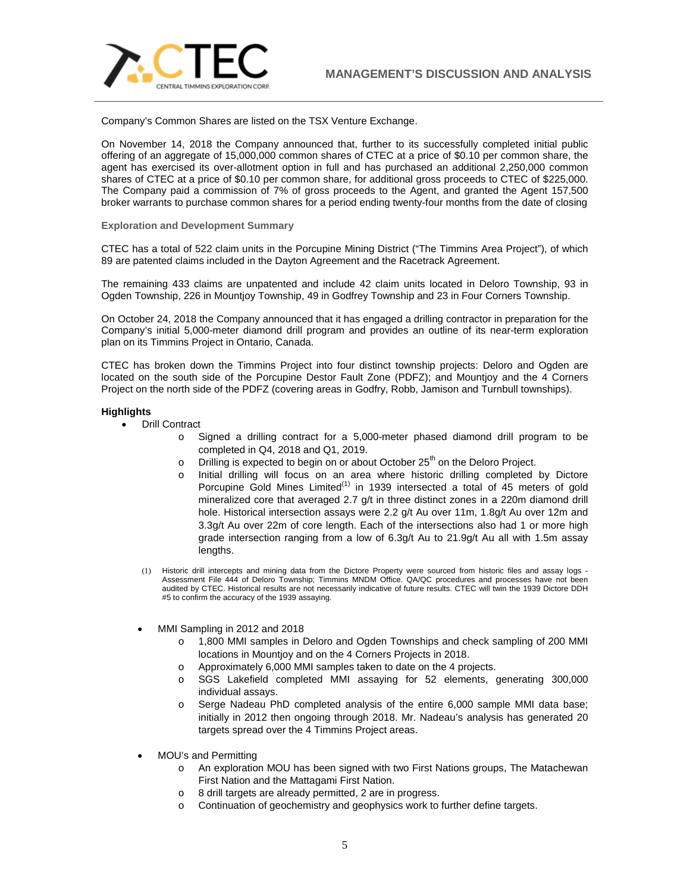Company's Common Shares are listed on the TSX Venture Exchange.

On November 14, 2018 the Company announced that, further to its successfully completed initial public offering of an aggregate of 15,000,000 common shares of CTEC at a price of $0.10 per common share, the agent has exercised its over-allotment option in full and has purchased an additional 2,250,000 common shares of CTEC at a price of $0.10 per common share, for additional gross proceeds to CTEC of $225,000. The Company paid a commission of 7% of gross proceeds to the Agent, and granted the Agent 157,500 broker warrants to purchase common shares for a period ending twenty-four months from the date of closing

### Exploration and Development Summary

CTEC has a total of 522 claim units in the Porcupine Mining District ("The Timmins Area Project"), of which 89 are patented claims included in the Dayton Agreement and the Racetrack Agreement.

The remaining 433 claims are unpatented and include 42 claim units located in Deloro Township, 93 in Ogden Township, 226 in Mountjoy Township, 49 in Godfrey Township and 23 in Four Corners Township.

On October 24, 2018 the Company announced that it has engaged a drilling contractor in preparation for the Company's initial 5,000-meter diamond drill program and provides an outline of its near-term exploration plan on its Timmins Project in Ontario, Canada.

CTEC has broken down the Timmins Project into four distinct township projects: Deloro and Ogden are located on the south side of the Porcupine Destor Fault Zone (PDFZ); and Mountjoy and the 4 Corners Project on the north side of the PDFZ (covering areas in Godfry, Robb, Jamison and Turnbull townships).

**Highlights**

- Drill Contract
  - Signed a drilling contract for a 5,000-meter phased diamond drill program to be completed in Q4, 2018 and Q1, 2019.
  - Drilling is expected to begin on or about October 25th on the Deloro Project.
  - Initial drilling will focus on an area where historic drilling completed by Dictore Porcupine Gold Mines Limited[1] in 1939 intersected a total of 45 meters of gold mineralized core that averaged 2.7 g/t in three distinct zones in a 220m diamond drill hole. Historical intersection assays were 2.2 g/t Au over 11m, 1.8g/t Au over 12m and 3.3g/t Au over 22m of core length. Each of the intersections also had 1 or more high grade intersection ranging from a low of 6.3g/t Au to 21.9g/t Au all with 1.5m assay lengths.

(1) Historic drill intercepts and mining data from the Dictore Property were sourced from historic files and assay logs - Assessment File 444 of Deloro Township; Timmins MNDM Office. QA/QC procedures and processes have not been audited by CTEC. Historical results are not necessarily indicative of future results. CTEC will twin the 1939 Dictore DDH #5 to confirm the accuracy of the 1939 assaying.

- MMI Sampling in 2012 and 2018
  - 1,800 MMI samples in Deloro and Ogden Townships and check sampling of 200 MMI locations in Mountjoy and on the 4 Corners Projects in 2018.
  - Approximately 6,000 MMI samples taken to date on the 4 projects.
  - SGS Lakefield completed MMI assaying for 52 elements, generating 300,000 individual assays.
  - Serge Nadeau PhD completed analysis of the entire 6,000 sample MMI data base; initially in 2012 then ongoing through 2018. Mr. Nadeau's analysis has generated 20 targets spread over the 4 Timmins Project areas.

- MOU's and Permitting
  - An exploration MOU has been signed with two First Nations groups, The Matachewan First Nation and the Mattagami First Nation.
  - 8 drill targets are already permitted, 2 are in progress.
  - Continuation of geochemistry and geophysics work to further define targets.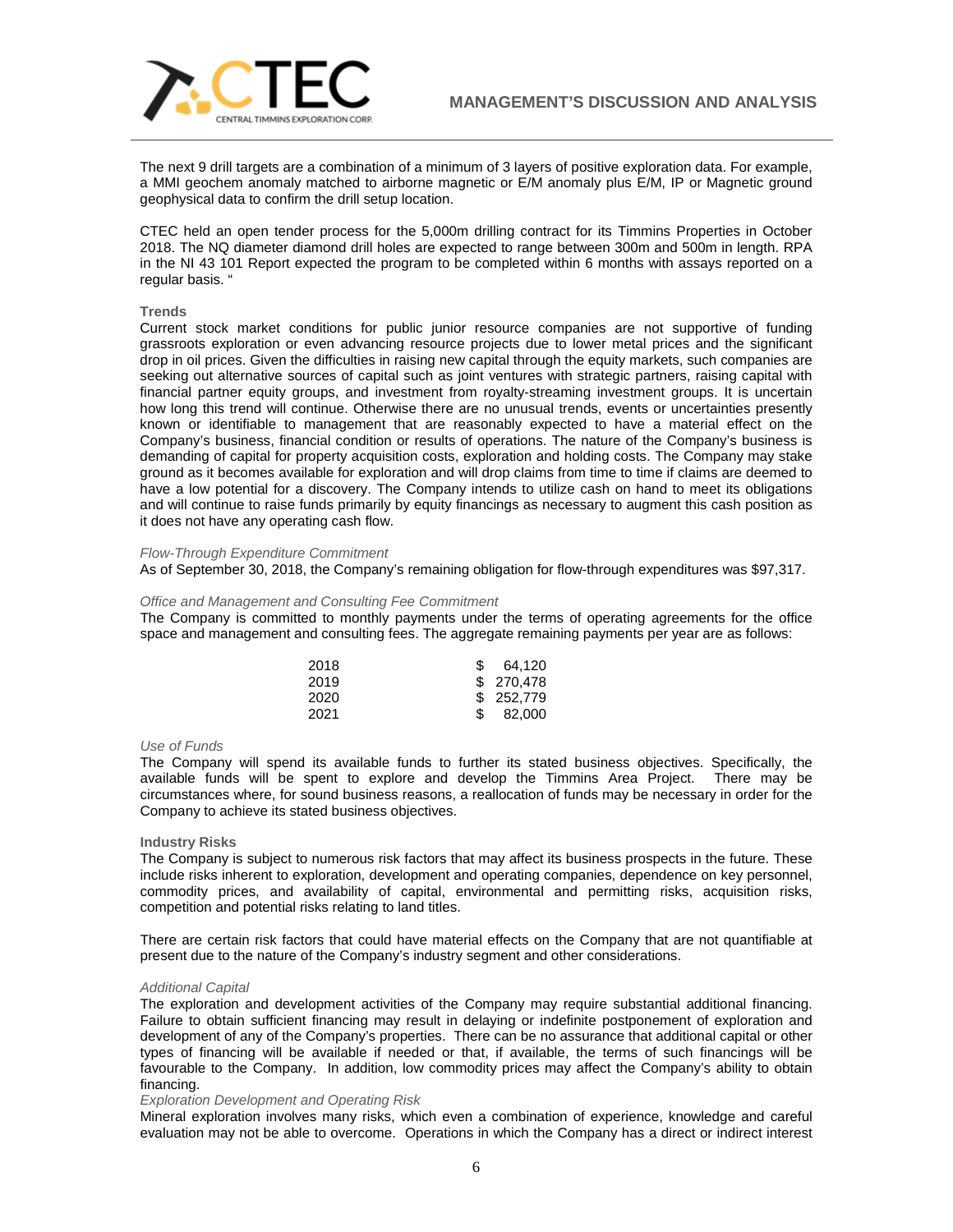The next 9 drill targets are a combination of a minimum of 3 layers of positive exploration data. For example, a MMI geochem anomaly matched to airborne magnetic or E/M anomaly plus E/M, IP or Magnetic ground geophysical data to confirm the drill setup location.

CTEC held an open tender process for the 5,000m drilling contract for its Timmins Properties in October 2018. The NQ diameter diamond drill holes are expected to range between 300m and 500m in length. RPA in the NI 43 101 Report expected the program to be completed within 6 months with assays reported on a regular basis. "

**Trends**

Current stock market conditions for public junior resource companies are not supportive of funding grassroots exploration or even advancing resource projects due to lower metal prices and the significant drop in oil prices. Given the difficulties in raising new capital through the equity markets, such companies are seeking out alternative sources of capital such as joint ventures with strategic partners, raising capital with financial partner equity groups, and investment from royalty-streaming investment groups. It is uncertain how long this trend will continue. Otherwise there are no unusual trends, events or uncertainties presently known or identifiable to management that are reasonably expected to have a material effect on the Company's business, financial condition or results of operations. The nature of the Company's business is demanding of capital for property acquisition costs, exploration and holding costs. The Company may stake ground as it becomes available for exploration and will drop claims from time to time if claims are deemed to have a low potential for a discovery. The Company intends to utilize cash on hand to meet its obligations and will continue to raise funds primarily by equity financings as necessary to augment this cash position as it does not have any operating cash flow.

*Flow-Through Expenditure Commitment*

As of September 30, 2018, the Company's remaining obligation for flow-through expenditures was $97,317.

*Office and Management and Consulting Fee Commitment*

The Company is committed to monthly payments under the terms of operating agreements for the office space and management and consulting fees. The aggregate remaining payments per year are as follows:

| | |
|---|---|
| 2018 | $ 64,120 |
| 2019 | $ 270,478 |
| 2020 | $ 252,779 |
| 2021 | $ 82,000 |

*Use of Funds*

The Company will spend its available funds to further its stated business objectives. Specifically, the available funds will be spent to explore and develop the Timmins Area Project. There may be circumstances where, for sound business reasons, a reallocation of funds may be necessary in order for the Company to achieve its stated business objectives.

**Industry Risks**

The Company is subject to numerous risk factors that may affect its business prospects in the future. These include risks inherent to exploration, development and operating companies, dependence on key personnel, commodity prices, and availability of capital, environmental and permitting risks, acquisition risks, competition and potential risks relating to land titles.

There are certain risk factors that could have material effects on the Company that are not quantifiable at present due to the nature of the Company's industry segment and other considerations.

*Additional Capital*

The exploration and development activities of the Company may require substantial additional financing. Failure to obtain sufficient financing may result in delaying or indefinite postponement of exploration and development of any of the Company's properties. There can be no assurance that additional capital or other types of financing will be available if needed or that, if available, the terms of such financings will be favourable to the Company. In addition, low commodity prices may affect the Company's ability to obtain financing.

*Exploration Development and Operating Risk*

Mineral exploration involves many risks, which even a combination of experience, knowledge and careful evaluation may not be able to overcome. Operations in which the Company has a direct or indirect interest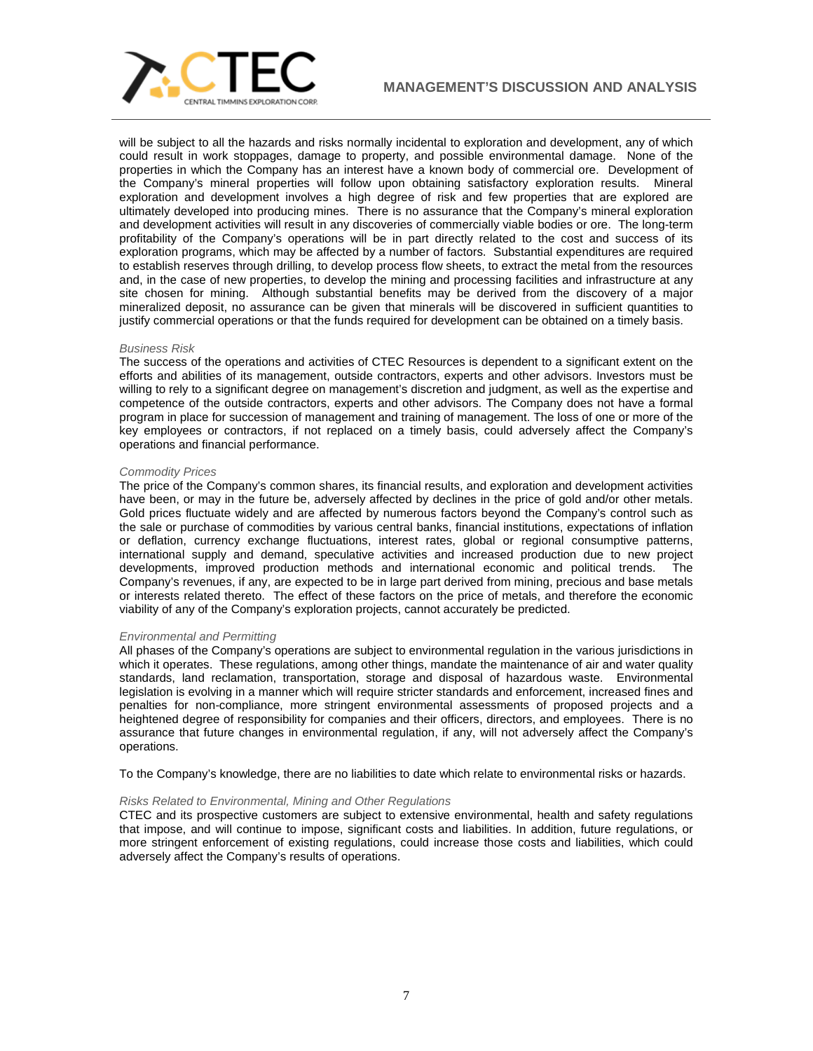will be subject to all the hazards and risks normally incidental to exploration and development, any of which could result in work stoppages, damage to property, and possible environmental damage. None of the properties in which the Company has an interest have a known body of commercial ore. Development of the Company's mineral properties will follow upon obtaining satisfactory exploration results. Mineral exploration and development involves a high degree of risk and few properties that are explored are ultimately developed into producing mines. There is no assurance that the Company's mineral exploration and development activities will result in any discoveries of commercially viable bodies or ore. The long-term profitability of the Company's operations will be in part directly related to the cost and success of its exploration programs, which may be affected by a number of factors. Substantial expenditures are required to establish reserves through drilling, to develop process flow sheets, to extract the metal from the resources and, in the case of new properties, to develop the mining and processing facilities and infrastructure at any site chosen for mining. Although substantial benefits may be derived from the discovery of a major mineralized deposit, no assurance can be given that minerals will be discovered in sufficient quantities to justify commercial operations or that the funds required for development can be obtained on a timely basis.

*Business Risk*

The success of the operations and activities of CTEC Resources is dependent to a significant extent on the efforts and abilities of its management, outside contractors, experts and other advisors. Investors must be willing to rely to a significant degree on management's discretion and judgment, as well as the expertise and competence of the outside contractors, experts and other advisors. The Company does not have a formal program in place for succession of management and training of management. The loss of one or more of the key employees or contractors, if not replaced on a timely basis, could adversely affect the Company's operations and financial performance.

*Commodity Prices*

The price of the Company's common shares, its financial results, and exploration and development activities have been, or may in the future be, adversely affected by declines in the price of gold and/or other metals. Gold prices fluctuate widely and are affected by numerous factors beyond the Company's control such as the sale or purchase of commodities by various central banks, financial institutions, expectations of inflation or deflation, currency exchange fluctuations, interest rates, global or regional consumptive patterns, international supply and demand, speculative activities and increased production due to new project developments, improved production methods and international economic and political trends. The Company's revenues, if any, are expected to be in large part derived from mining, precious and base metals or interests related thereto. The effect of these factors on the price of metals, and therefore the economic viability of any of the Company's exploration projects, cannot accurately be predicted.

*Environmental and Permitting*

All phases of the Company's operations are subject to environmental regulation in the various jurisdictions in which it operates. These regulations, among other things, mandate the maintenance of air and water quality standards, land reclamation, transportation, storage and disposal of hazardous waste. Environmental legislation is evolving in a manner which will require stricter standards and enforcement, increased fines and penalties for non-compliance, more stringent environmental assessments of proposed projects and a heightened degree of responsibility for companies and their officers, directors, and employees. There is no assurance that future changes in environmental regulation, if any, will not adversely affect the Company's operations.

To the Company's knowledge, there are no liabilities to date which relate to environmental risks or hazards.

*Risks Related to Environmental, Mining and Other Regulations*

CTEC and its prospective customers are subject to extensive environmental, health and safety regulations that impose, and will continue to impose, significant costs and liabilities. In addition, future regulations, or more stringent enforcement of existing regulations, could increase those costs and liabilities, which could adversely affect the Company's results of operations.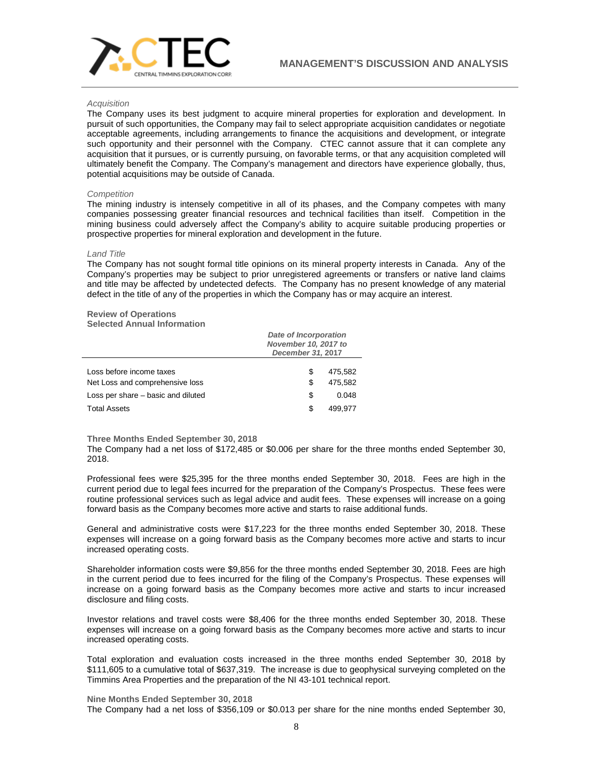*Acquisition*

The Company uses its best judgment to acquire mineral properties for exploration and development. In pursuit of such opportunities, the Company may fail to select appropriate acquisition candidates or negotiate acceptable agreements, including arrangements to finance the acquisitions and development, or integrate such opportunity and their personnel with the Company. CTEC cannot assure that it can complete any acquisition that it pursues, or is currently pursuing, on favorable terms, or that any acquisition completed will ultimately benefit the Company. The Company's management and directors have experience globally, thus, potential acquisitions may be outside of Canada.

*Competition*

The mining industry is intensely competitive in all of its phases, and the Company competes with many companies possessing greater financial resources and technical facilities than itself. Competition in the mining business could adversely affect the Company's ability to acquire suitable producing properties or prospective properties for mineral exploration and development in the future.

*Land Title*

The Company has not sought formal title opinions on its mineral property interests in Canada. Any of the Company's properties may be subject to prior unregistered agreements or transfers or native land claims and title may be affected by undetected defects. The Company has no present knowledge of any material defect in the title of any of the properties in which the Company has or may acquire an interest.

**Review of Operations**

**Selected Annual Information**

| | *Date of Incorporation November 10, 2017 to December 31, 2017* |
|---|---|
| Loss before income taxes | $ 475,582 |
| Net Loss and comprehensive loss | $ 475,582 |
| Loss per share – basic and diluted | $ 0.048 |
| Total Assets | $ 499,977 |

**Three Months Ended September 30, 2018**

The Company had a net loss of $172,485 or $0.006 per share for the three months ended September 30, 2018.

Professional fees were $25,395 for the three months ended September 30, 2018. Fees are high in the current period due to legal fees incurred for the preparation of the Company's Prospectus. These fees were routine professional services such as legal advice and audit fees. These expenses will increase on a going forward basis as the Company becomes more active and starts to raise additional funds.

General and administrative costs were $17,223 for the three months ended September 30, 2018. These expenses will increase on a going forward basis as the Company becomes more active and starts to incur increased operating costs.

Shareholder information costs were $9,856 for the three months ended September 30, 2018. Fees are high in the current period due to fees incurred for the filing of the Company's Prospectus. These expenses will increase on a going forward basis as the Company becomes more active and starts to incur increased disclosure and filing costs.

Investor relations and travel costs were $8,406 for the three months ended September 30, 2018. These expenses will increase on a going forward basis as the Company becomes more active and starts to incur increased operating costs.

Total exploration and evaluation costs increased in the three months ended September 30, 2018 by $111,605 to a cumulative total of $637,319. The increase is due to geophysical surveying completed on the Timmins Area Properties and the preparation of the NI 43-101 technical report.

**Nine Months Ended September 30, 2018**

The Company had a net loss of $356,109 or $0.013 per share for the nine months ended September 30,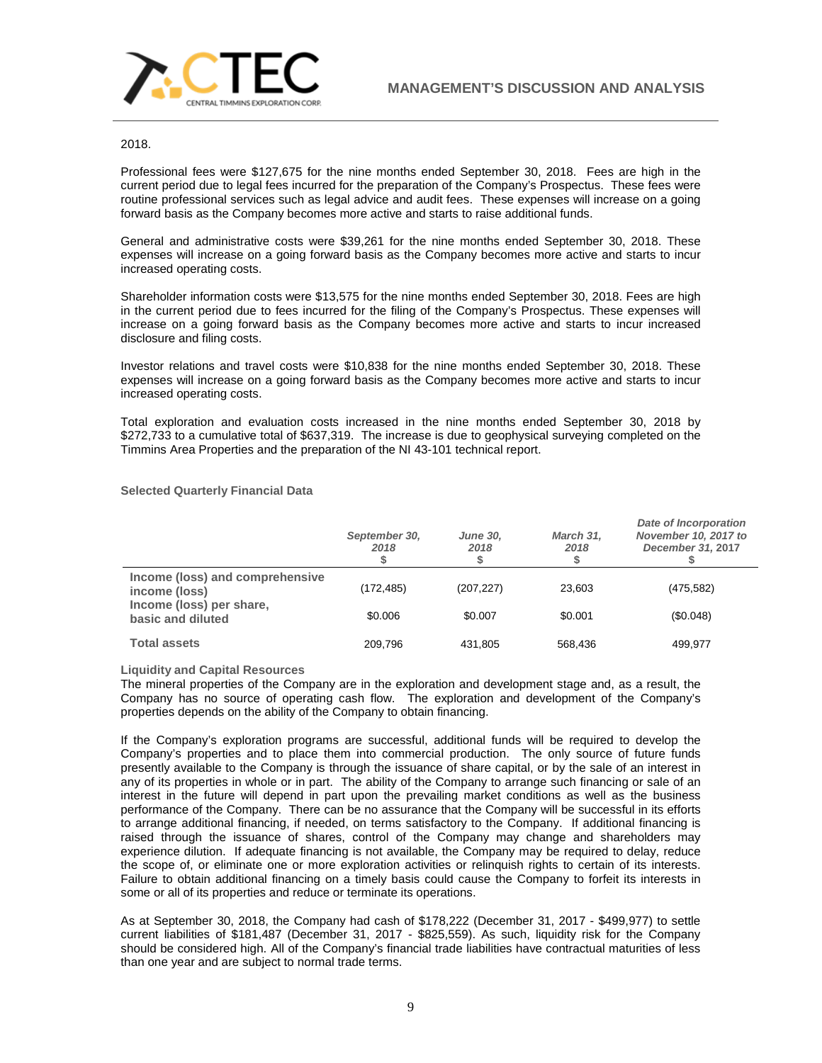2018.

Professional fees were $127,675 for the nine months ended September 30, 2018. Fees are high in the current period due to legal fees incurred for the preparation of the Company's Prospectus. These fees were routine professional services such as legal advice and audit fees. These expenses will increase on a going forward basis as the Company becomes more active and starts to raise additional funds.

General and administrative costs were $39,261 for the nine months ended September 30, 2018. These expenses will increase on a going forward basis as the Company becomes more active and starts to incur increased operating costs.

Shareholder information costs were $13,575 for the nine months ended September 30, 2018. Fees are high in the current period due to fees incurred for the filing of the Company's Prospectus. These expenses will increase on a going forward basis as the Company becomes more active and starts to incur increased disclosure and filing costs.

Investor relations and travel costs were $10,838 for the nine months ended September 30, 2018. These expenses will increase on a going forward basis as the Company becomes more active and starts to incur increased operating costs.

Total exploration and evaluation costs increased in the nine months ended September 30, 2018 by $272,733 to a cumulative total of $637,319. The increase is due to geophysical surveying completed on the Timmins Area Properties and the preparation of the NI 43-101 technical report.

**Selected Quarterly Financial Data**

| | *September 30, 2018* $ | *June 30, 2018* $ | *March 31, 2018* $ | *Date of Incorporation November 10, 2017 to December 31, 2017* $ |
|---|---|---|---|---|
| **Income (loss) and comprehensive income (loss)** | (172,485) | (207,227) | 23,603 | (475,582) |
| **Income (loss) per share, basic and diluted** | $0.006 | $0.007 | $0.001 | ($0.048) |
| **Total assets** | 209,796 | 431,805 | 568,436 | 499,977 |

**Liquidity and Capital Resources**

The mineral properties of the Company are in the exploration and development stage and, as a result, the Company has no source of operating cash flow. The exploration and development of the Company's properties depends on the ability of the Company to obtain financing.

If the Company's exploration programs are successful, additional funds will be required to develop the Company's properties and to place them into commercial production. The only source of future funds presently available to the Company is through the issuance of share capital, or by the sale of an interest in any of its properties in whole or in part. The ability of the Company to arrange such financing or sale of an interest in the future will depend in part upon the prevailing market conditions as well as the business performance of the Company. There can be no assurance that the Company will be successful in its efforts to arrange additional financing, if needed, on terms satisfactory to the Company. If additional financing is raised through the issuance of shares, control of the Company may change and shareholders may experience dilution. If adequate financing is not available, the Company may be required to delay, reduce the scope of, or eliminate one or more exploration activities or relinquish rights to certain of its interests. Failure to obtain additional financing on a timely basis could cause the Company to forfeit its interests in some or all of its properties and reduce or terminate its operations.

As at September 30, 2018, the Company had cash of $178,222 (December 31, 2017 - $499,977) to settle current liabilities of $181,487 (December 31, 2017 - $825,559). As such, liquidity risk for the Company should be considered high. All of the Company's financial trade liabilities have contractual maturities of less than one year and are subject to normal trade terms.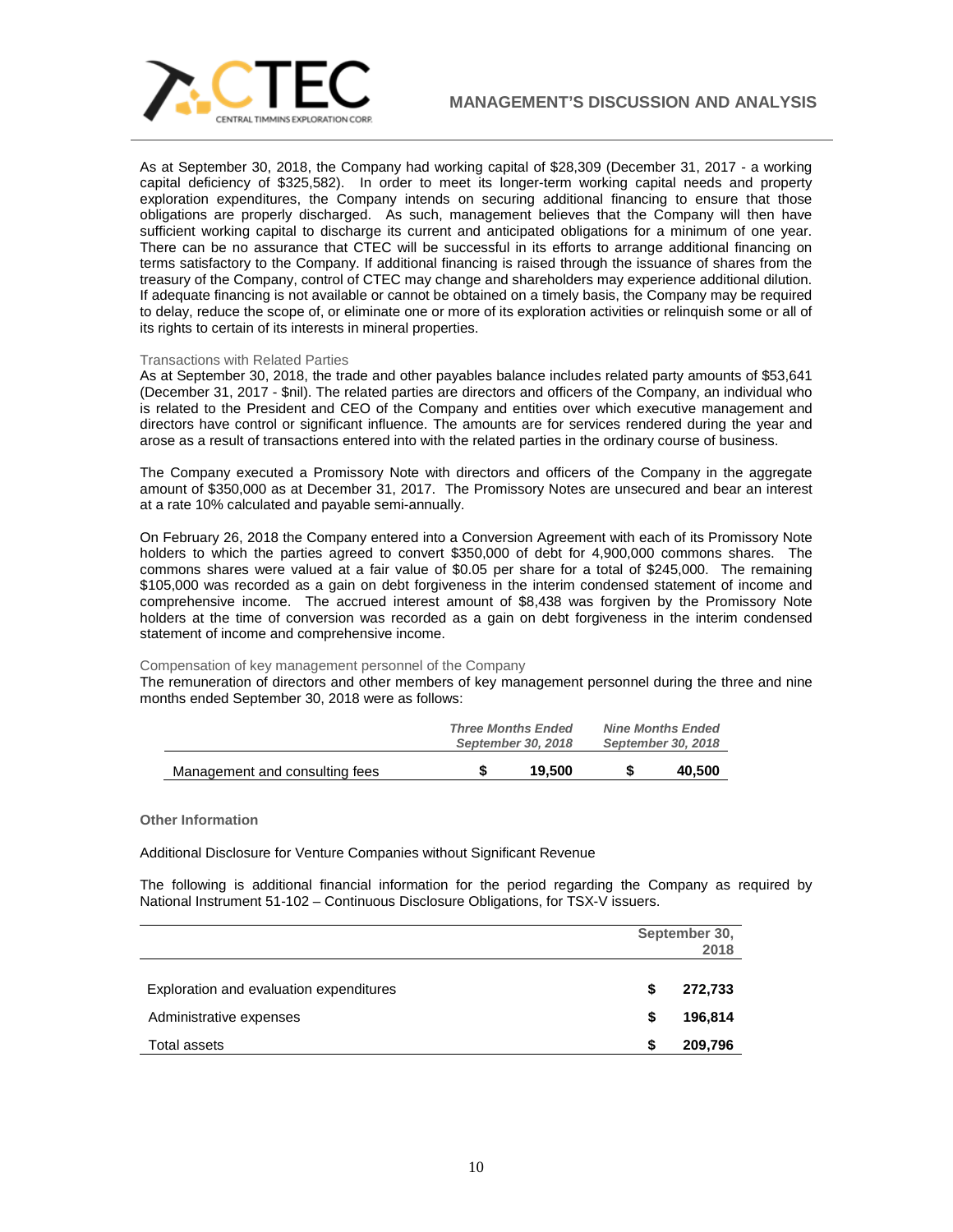As at September 30, 2018, the Company had working capital of $28,309 (December 31, 2017 - a working capital deficiency of $325,582). In order to meet its longer-term working capital needs and property exploration expenditures, the Company intends on securing additional financing to ensure that those obligations are properly discharged. As such, management believes that the Company will then have sufficient working capital to discharge its current and anticipated obligations for a minimum of one year. There can be no assurance that CTEC will be successful in its efforts to arrange additional financing on terms satisfactory to the Company. If additional financing is raised through the issuance of shares from the treasury of the Company, control of CTEC may change and shareholders may experience additional dilution. If adequate financing is not available or cannot be obtained on a timely basis, the Company may be required to delay, reduce the scope of, or eliminate one or more of its exploration activities or relinquish some or all of its rights to certain of its interests in mineral properties.

### Transactions with Related Parties

As at September 30, 2018, the trade and other payables balance includes related party amounts of $53,641 (December 31, 2017 - $nil). The related parties are directors and officers of the Company, an individual who is related to the President and CEO of the Company and entities over which executive management and directors have control or significant influence. The amounts are for services rendered during the year and arose as a result of transactions entered into with the related parties in the ordinary course of business.

The Company executed a Promissory Note with directors and officers of the Company in the aggregate amount of $350,000 as at December 31, 2017. The Promissory Notes are unsecured and bear an interest at a rate 10% calculated and payable semi-annually.

On February 26, 2018 the Company entered into a Conversion Agreement with each of its Promissory Note holders to which the parties agreed to convert $350,000 of debt for 4,900,000 commons shares. The commons shares were valued at a fair value of $0.05 per share for a total of $245,000. The remaining $105,000 was recorded as a gain on debt forgiveness in the interim condensed statement of income and comprehensive income. The accrued interest amount of $8,438 was forgiven by the Promissory Note holders at the time of conversion was recorded as a gain on debt forgiveness in the interim condensed statement of income and comprehensive income.

### Compensation of key management personnel of the Company

The remuneration of directors and other members of key management personnel during the three and nine months ended September 30, 2018 were as follows:

| | *Three Months Ended September 30, 2018* | *Nine Months Ended September 30, 2018* |
|---|---|---|
| Management and consulting fees | **$ 19,500** | **$ 40,500** |

**Other Information**

Additional Disclosure for Venture Companies without Significant Revenue

The following is additional financial information for the period regarding the Company as required by National Instrument 51-102 – Continuous Disclosure Obligations, for TSX-V issuers.

| | September 30, 2018 |
|---|---|
| Exploration and evaluation expenditures | **$ 272,733** |
| Administrative expenses | **$ 196,814** |
| Total assets | **$ 209,796** |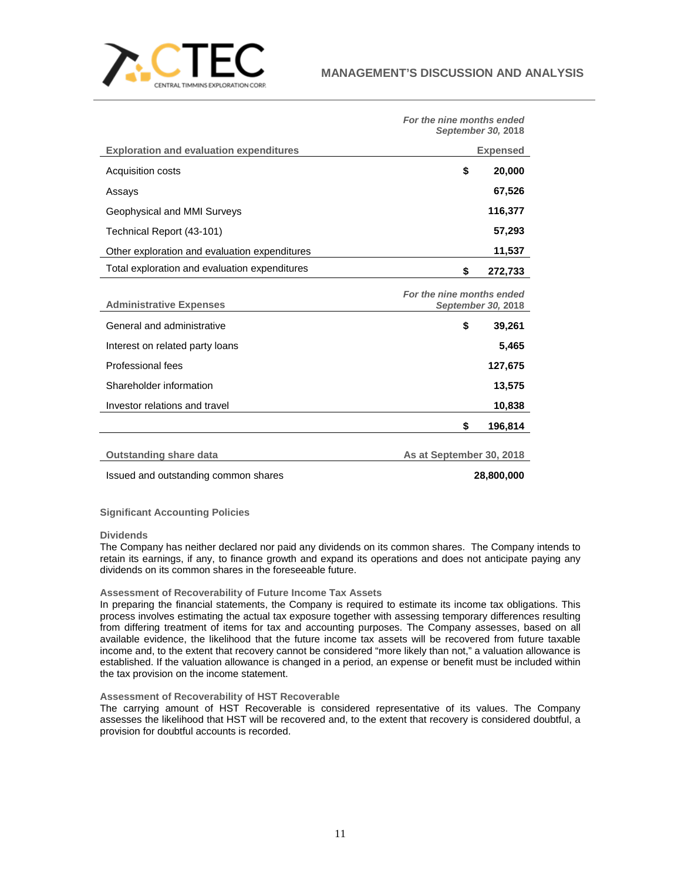| Exploration and evaluation expenditures | *For the nine months ended September 30, 2018* Expensed |
|---|---|
| Acquisition costs | $ 20,000 |
| Assays | 67,526 |
| Geophysical and MMI Surveys | 116,377 |
| Technical Report (43-101) | 57,293 |
| Other exploration and evaluation expenditures | 11,537 |
| Total exploration and evaluation expenditures | $ 272,733 |

| Administrative Expenses | *For the nine months ended September 30, 2018* |
|---|---|
| General and administrative | $ 39,261 |
| Interest on related party loans | 5,465 |
| Professional fees | 127,675 |
| Shareholder information | 13,575 |
| Investor relations and travel | 10,838 |
| | $ 196,814 |

| Outstanding share data | As at September 30, 2018 |
|---|---|
| Issued and outstanding common shares | 28,800,000 |

## Significant Accounting Policies

### Dividends

The Company has neither declared nor paid any dividends on its common shares. The Company intends to retain its earnings, if any, to finance growth and expand its operations and does not anticipate paying any dividends on its common shares in the foreseeable future.

### Assessment of Recoverability of Future Income Tax Assets

In preparing the financial statements, the Company is required to estimate its income tax obligations. This process involves estimating the actual tax exposure together with assessing temporary differences resulting from differing treatment of items for tax and accounting purposes. The Company assesses, based on all available evidence, the likelihood that the future income tax assets will be recovered from future taxable income and, to the extent that recovery cannot be considered "more likely than not," a valuation allowance is established. If the valuation allowance is changed in a period, an expense or benefit must be included within the tax provision on the income statement.

### Assessment of Recoverability of HST Recoverable

The carrying amount of HST Recoverable is considered representative of its values. The Company assesses the likelihood that HST will be recovered and, to the extent that recovery is considered doubtful, a provision for doubtful accounts is recorded.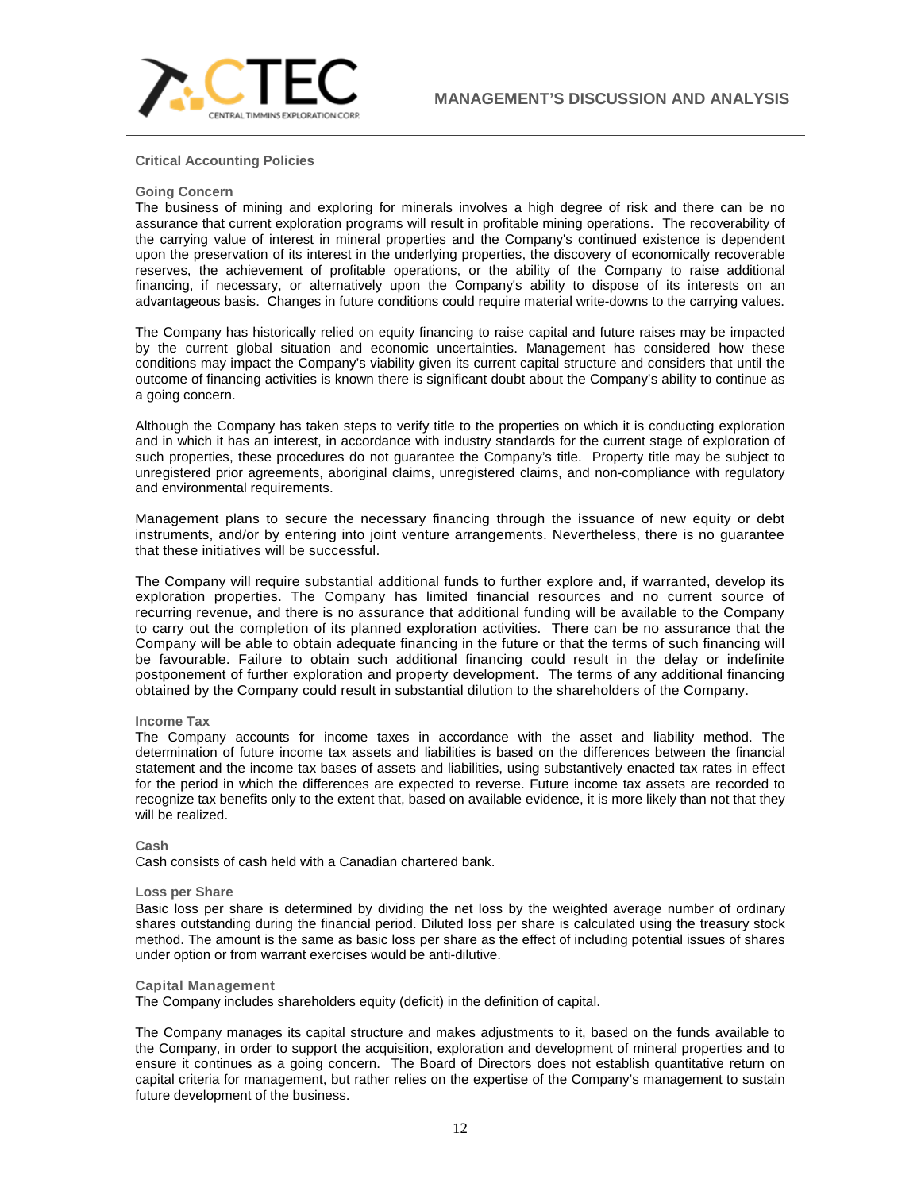## Critical Accounting Policies

### Going Concern

The business of mining and exploring for minerals involves a high degree of risk and there can be no assurance that current exploration programs will result in profitable mining operations. The recoverability of the carrying value of interest in mineral properties and the Company's continued existence is dependent upon the preservation of its interest in the underlying properties, the discovery of economically recoverable reserves, the achievement of profitable operations, or the ability of the Company to raise additional financing, if necessary, or alternatively upon the Company's ability to dispose of its interests on an advantageous basis. Changes in future conditions could require material write-downs to the carrying values.

The Company has historically relied on equity financing to raise capital and future raises may be impacted by the current global situation and economic uncertainties. Management has considered how these conditions may impact the Company's viability given its current capital structure and considers that until the outcome of financing activities is known there is significant doubt about the Company's ability to continue as a going concern.

Although the Company has taken steps to verify title to the properties on which it is conducting exploration and in which it has an interest, in accordance with industry standards for the current stage of exploration of such properties, these procedures do not guarantee the Company's title. Property title may be subject to unregistered prior agreements, aboriginal claims, unregistered claims, and non-compliance with regulatory and environmental requirements.

Management plans to secure the necessary financing through the issuance of new equity or debt instruments, and/or by entering into joint venture arrangements. Nevertheless, there is no guarantee that these initiatives will be successful.

The Company will require substantial additional funds to further explore and, if warranted, develop its exploration properties. The Company has limited financial resources and no current source of recurring revenue, and there is no assurance that additional funding will be available to the Company to carry out the completion of its planned exploration activities. There can be no assurance that the Company will be able to obtain adequate financing in the future or that the terms of such financing will be favourable. Failure to obtain such additional financing could result in the delay or indefinite postponement of further exploration and property development. The terms of any additional financing obtained by the Company could result in substantial dilution to the shareholders of the Company.

### Income Tax

The Company accounts for income taxes in accordance with the asset and liability method. The determination of future income tax assets and liabilities is based on the differences between the financial statement and the income tax bases of assets and liabilities, using substantively enacted tax rates in effect for the period in which the differences are expected to reverse. Future income tax assets are recorded to recognize tax benefits only to the extent that, based on available evidence, it is more likely than not that they will be realized.

### Cash

Cash consists of cash held with a Canadian chartered bank.

### Loss per Share

Basic loss per share is determined by dividing the net loss by the weighted average number of ordinary shares outstanding during the financial period. Diluted loss per share is calculated using the treasury stock method. The amount is the same as basic loss per share as the effect of including potential issues of shares under option or from warrant exercises would be anti-dilutive.

### Capital Management

The Company includes shareholders equity (deficit) in the definition of capital.

The Company manages its capital structure and makes adjustments to it, based on the funds available to the Company, in order to support the acquisition, exploration and development of mineral properties and to ensure it continues as a going concern. The Board of Directors does not establish quantitative return on capital criteria for management, but rather relies on the expertise of the Company's management to sustain future development of the business.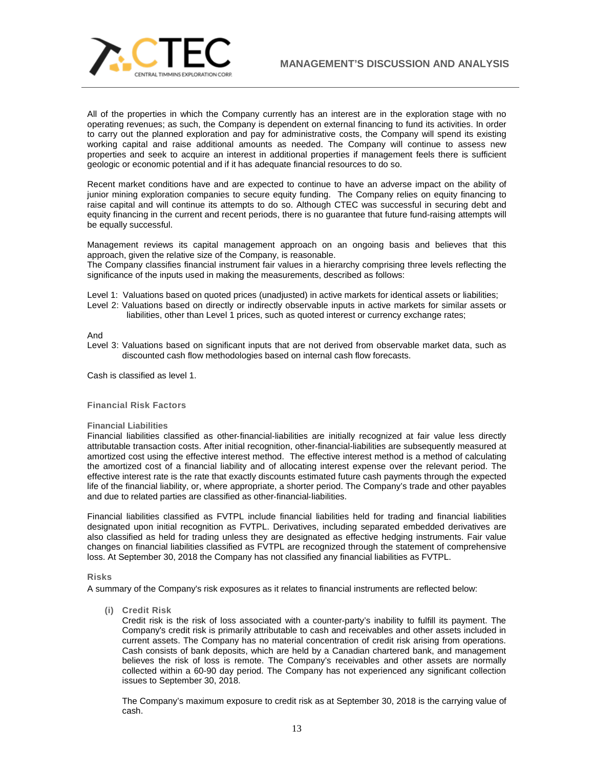All of the properties in which the Company currently has an interest are in the exploration stage with no operating revenues; as such, the Company is dependent on external financing to fund its activities. In order to carry out the planned exploration and pay for administrative costs, the Company will spend its existing working capital and raise additional amounts as needed. The Company will continue to assess new properties and seek to acquire an interest in additional properties if management feels there is sufficient geologic or economic potential and if it has adequate financial resources to do so.

Recent market conditions have and are expected to continue to have an adverse impact on the ability of junior mining exploration companies to secure equity funding. The Company relies on equity financing to raise capital and will continue its attempts to do so. Although CTEC was successful in securing debt and equity financing in the current and recent periods, there is no guarantee that future fund-raising attempts will be equally successful.

Management reviews its capital management approach on an ongoing basis and believes that this approach, given the relative size of the Company, is reasonable.
The Company classifies financial instrument fair values in a hierarchy comprising three levels reflecting the significance of the inputs used in making the measurements, described as follows:

Level 1: Valuations based on quoted prices (unadjusted) in active markets for identical assets or liabilities;
Level 2: Valuations based on directly or indirectly observable inputs in active markets for similar assets or liabilities, other than Level 1 prices, such as quoted interest or currency exchange rates;

And
Level 3: Valuations based on significant inputs that are not derived from observable market data, such as discounted cash flow methodologies based on internal cash flow forecasts.

Cash is classified as level 1.

### Financial Risk Factors

#### Financial Liabilities

Financial liabilities classified as other-financial-liabilities are initially recognized at fair value less directly attributable transaction costs. After initial recognition, other-financial-liabilities are subsequently measured at amortized cost using the effective interest method. The effective interest method is a method of calculating the amortized cost of a financial liability and of allocating interest expense over the relevant period. The effective interest rate is the rate that exactly discounts estimated future cash payments through the expected life of the financial liability, or, where appropriate, a shorter period. The Company's trade and other payables and due to related parties are classified as other-financial-liabilities.

Financial liabilities classified as FVTPL include financial liabilities held for trading and financial liabilities designated upon initial recognition as FVTPL. Derivatives, including separated embedded derivatives are also classified as held for trading unless they are designated as effective hedging instruments. Fair value changes on financial liabilities classified as FVTPL are recognized through the statement of comprehensive loss. At September 30, 2018 the Company has not classified any financial liabilities as FVTPL.

#### Risks

A summary of the Company's risk exposures as it relates to financial instruments are reflected below:

**(i) Credit Risk**

Credit risk is the risk of loss associated with a counter-party's inability to fulfill its payment. The Company's credit risk is primarily attributable to cash and receivables and other assets included in current assets. The Company has no material concentration of credit risk arising from operations. Cash consists of bank deposits, which are held by a Canadian chartered bank, and management believes the risk of loss is remote. The Company's receivables and other assets are normally collected within a 60-90 day period. The Company has not experienced any significant collection issues to September 30, 2018.

The Company's maximum exposure to credit risk as at September 30, 2018 is the carrying value of cash.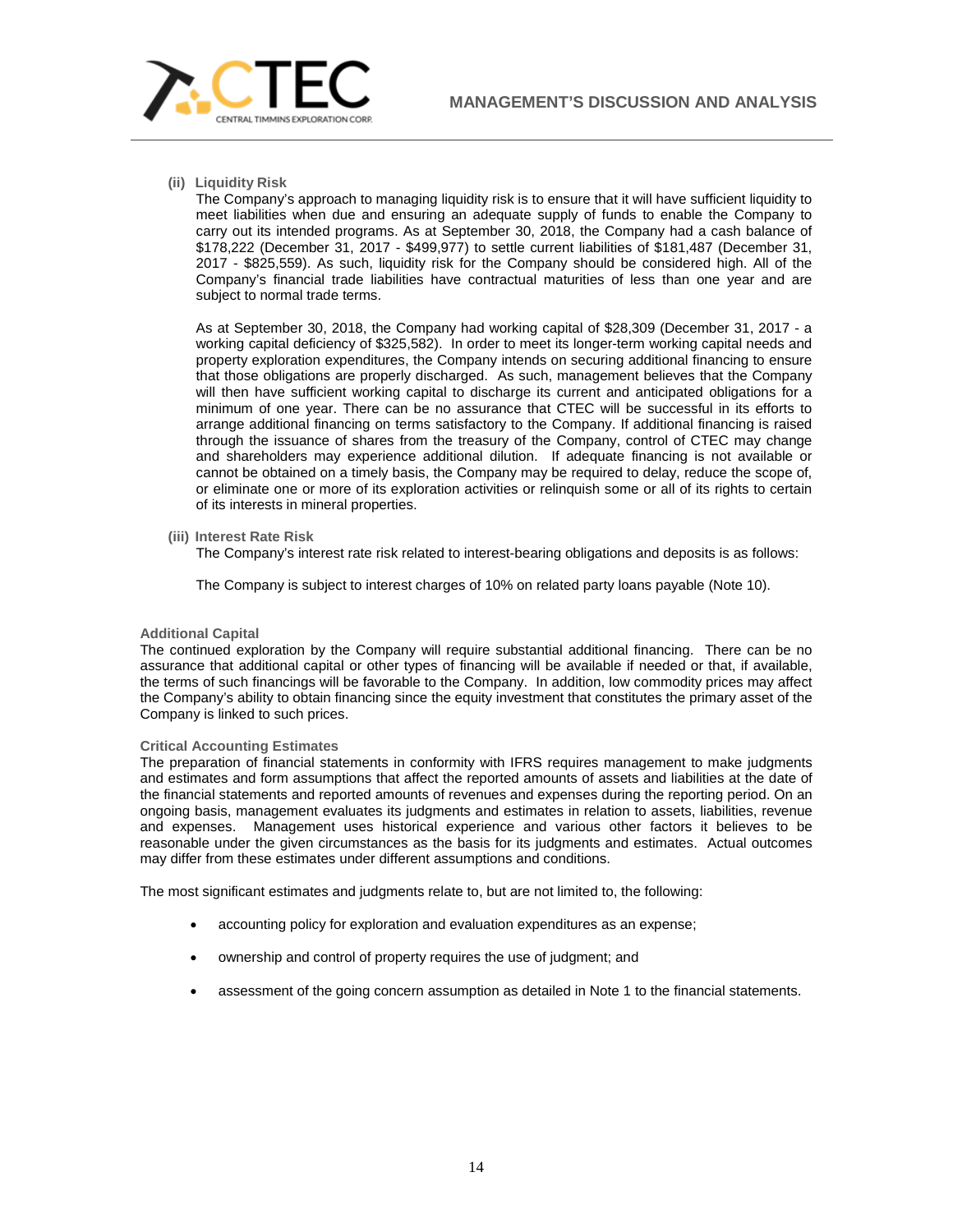**(ii) Liquidity Risk**

The Company's approach to managing liquidity risk is to ensure that it will have sufficient liquidity to meet liabilities when due and ensuring an adequate supply of funds to enable the Company to carry out its intended programs. As at September 30, 2018, the Company had a cash balance of $178,222 (December 31, 2017 - $499,977) to settle current liabilities of $181,487 (December 31, 2017 - $825,559). As such, liquidity risk for the Company should be considered high. All of the Company's financial trade liabilities have contractual maturities of less than one year and are subject to normal trade terms.

As at September 30, 2018, the Company had working capital of $28,309 (December 31, 2017 - a working capital deficiency of $325,582). In order to meet its longer-term working capital needs and property exploration expenditures, the Company intends on securing additional financing to ensure that those obligations are properly discharged. As such, management believes that the Company will then have sufficient working capital to discharge its current and anticipated obligations for a minimum of one year. There can be no assurance that CTEC will be successful in its efforts to arrange additional financing on terms satisfactory to the Company. If additional financing is raised through the issuance of shares from the treasury of the Company, control of CTEC may change and shareholders may experience additional dilution. If adequate financing is not available or cannot be obtained on a timely basis, the Company may be required to delay, reduce the scope of, or eliminate one or more of its exploration activities or relinquish some or all of its rights to certain of its interests in mineral properties.

**(iii) Interest Rate Risk**

The Company's interest rate risk related to interest-bearing obligations and deposits is as follows:

The Company is subject to interest charges of 10% on related party loans payable (Note 10).

### Additional Capital

The continued exploration by the Company will require substantial additional financing. There can be no assurance that additional capital or other types of financing will be available if needed or that, if available, the terms of such financings will be favorable to the Company. In addition, low commodity prices may affect the Company's ability to obtain financing since the equity investment that constitutes the primary asset of the Company is linked to such prices.

### Critical Accounting Estimates

The preparation of financial statements in conformity with IFRS requires management to make judgments and estimates and form assumptions that affect the reported amounts of assets and liabilities at the date of the financial statements and reported amounts of revenues and expenses during the reporting period. On an ongoing basis, management evaluates its judgments and estimates in relation to assets, liabilities, revenue and expenses. Management uses historical experience and various other factors it believes to be reasonable under the given circumstances as the basis for its judgments and estimates. Actual outcomes may differ from these estimates under different assumptions and conditions.

The most significant estimates and judgments relate to, but are not limited to, the following:

- accounting policy for exploration and evaluation expenditures as an expense;
- ownership and control of property requires the use of judgment; and
- assessment of the going concern assumption as detailed in Note 1 to the financial statements.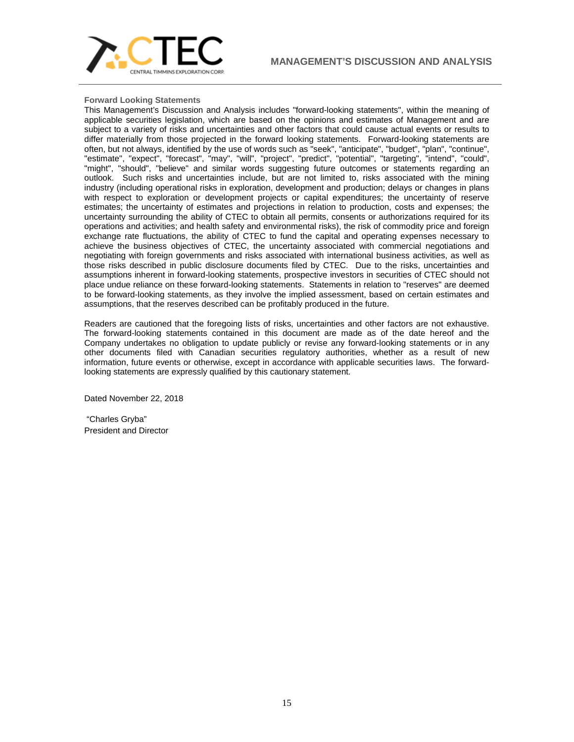### Forward Looking Statements

This Management's Discussion and Analysis includes "forward-looking statements", within the meaning of applicable securities legislation, which are based on the opinions and estimates of Management and are subject to a variety of risks and uncertainties and other factors that could cause actual events or results to differ materially from those projected in the forward looking statements. Forward-looking statements are often, but not always, identified by the use of words such as "seek", "anticipate", "budget", "plan", "continue", "estimate", "expect", "forecast", "may", "will", "project", "predict", "potential", "targeting", "intend", "could", "might", "should", "believe" and similar words suggesting future outcomes or statements regarding an outlook. Such risks and uncertainties include, but are not limited to, risks associated with the mining industry (including operational risks in exploration, development and production; delays or changes in plans with respect to exploration or development projects or capital expenditures; the uncertainty of reserve estimates; the uncertainty of estimates and projections in relation to production, costs and expenses; the uncertainty surrounding the ability of CTEC to obtain all permits, consents or authorizations required for its operations and activities; and health safety and environmental risks), the risk of commodity price and foreign exchange rate fluctuations, the ability of CTEC to fund the capital and operating expenses necessary to achieve the business objectives of CTEC, the uncertainty associated with commercial negotiations and negotiating with foreign governments and risks associated with international business activities, as well as those risks described in public disclosure documents filed by CTEC. Due to the risks, uncertainties and assumptions inherent in forward-looking statements, prospective investors in securities of CTEC should not place undue reliance on these forward-looking statements. Statements in relation to "reserves" are deemed to be forward-looking statements, as they involve the implied assessment, based on certain estimates and assumptions, that the reserves described can be profitably produced in the future.

Readers are cautioned that the foregoing lists of risks, uncertainties and other factors are not exhaustive. The forward-looking statements contained in this document are made as of the date hereof and the Company undertakes no obligation to update publicly or revise any forward-looking statements or in any other documents filed with Canadian securities regulatory authorities, whether as a result of new information, future events or otherwise, except in accordance with applicable securities laws. The forward-looking statements are expressly qualified by this cautionary statement.

Dated November 22, 2018

"Charles Gryba"
President and Director